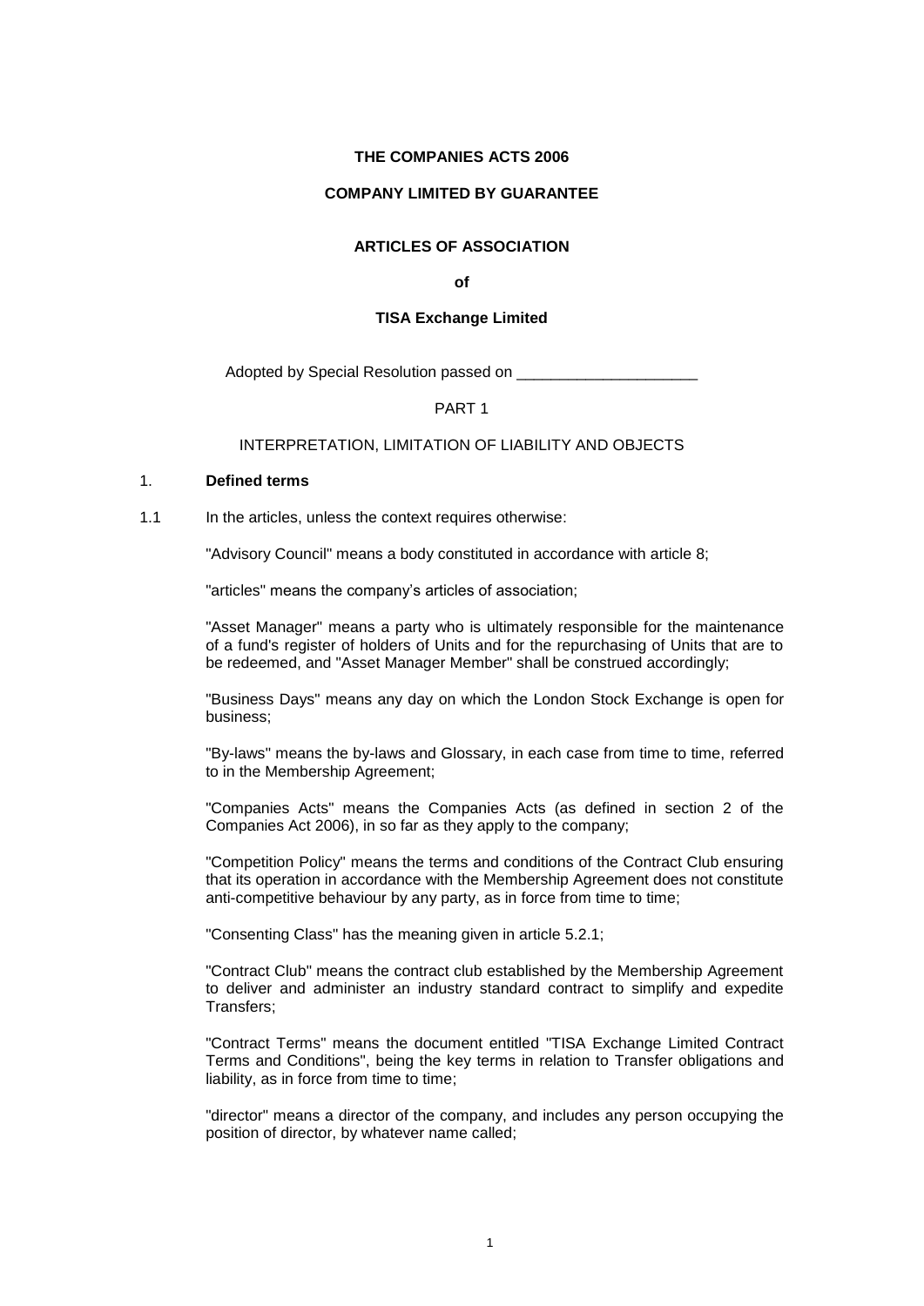**THE COMPANIES ACTS 2006**

**COMPANY LIMITED BY GUARANTEE**

**ARTICLES OF ASSOCIATION**

**of**

**TISA Exchange Limited**

Adopted by Special Resolution passed on _____________________

PART 1

INTERPRETATION, LIMITATION OF LIABILITY AND OBJECTS

1. **Defined terms**

1.1 In the articles, unless the context requires otherwise:

"Advisory Council" means a body constituted in accordance with article 8;

"articles" means the company's articles of association;

"Asset Manager" means a party who is ultimately responsible for the maintenance of a fund's register of holders of Units and for the repurchasing of Units that are to be redeemed, and "Asset Manager Member" shall be construed accordingly;

"Business Days" means any day on which the London Stock Exchange is open for business;

"By-laws" means the by-laws and Glossary, in each case from time to time, referred to in the Membership Agreement;

"Companies Acts" means the Companies Acts (as defined in section 2 of the Companies Act 2006), in so far as they apply to the company;

"Competition Policy" means the terms and conditions of the Contract Club ensuring that its operation in accordance with the Membership Agreement does not constitute anti-competitive behaviour by any party, as in force from time to time;

"Consenting Class" has the meaning given in article 5.2.1;

"Contract Club" means the contract club established by the Membership Agreement to deliver and administer an industry standard contract to simplify and expedite Transfers;

"Contract Terms" means the document entitled "TISA Exchange Limited Contract Terms and Conditions", being the key terms in relation to Transfer obligations and liability, as in force from time to time;

"director" means a director of the company, and includes any person occupying the position of director, by whatever name called;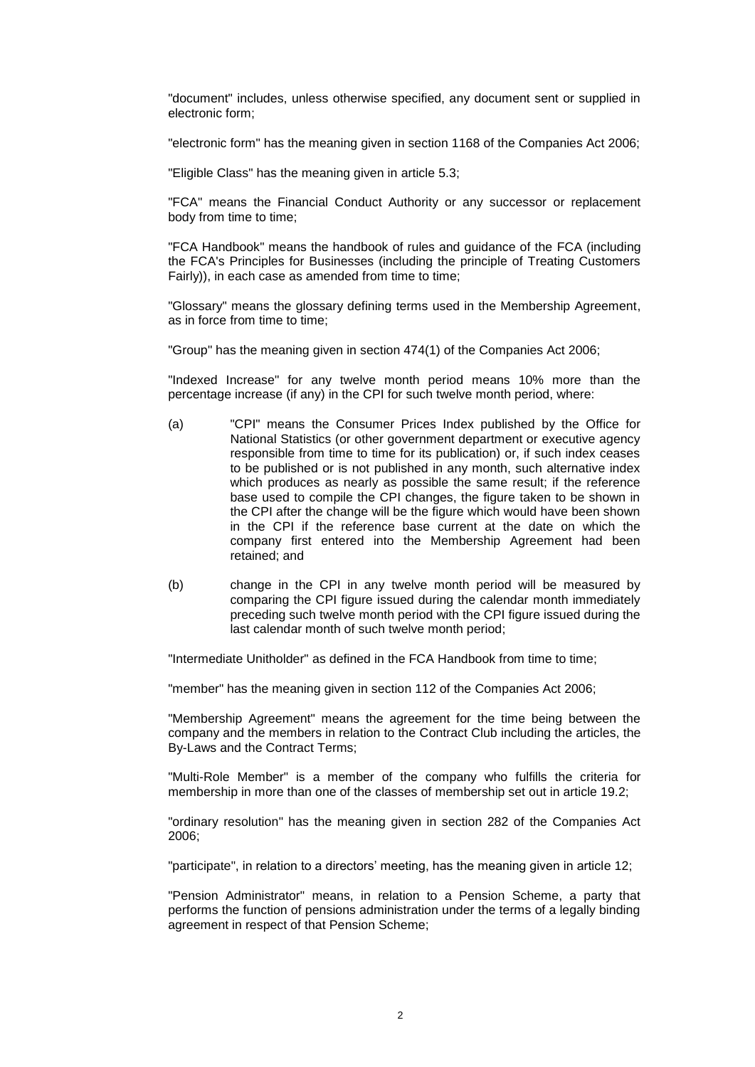"document" includes, unless otherwise specified, any document sent or supplied in electronic form;

"electronic form" has the meaning given in section 1168 of the Companies Act 2006;

"Eligible Class" has the meaning given in article 5.3;

"FCA" means the Financial Conduct Authority or any successor or replacement body from time to time;

"FCA Handbook" means the handbook of rules and guidance of the FCA (including the FCA's Principles for Businesses (including the principle of Treating Customers Fairly)), in each case as amended from time to time;

"Glossary" means the glossary defining terms used in the Membership Agreement, as in force from time to time;

"Group" has the meaning given in section 474(1) of the Companies Act 2006;

"Indexed Increase" for any twelve month period means 10% more than the percentage increase (if any) in the CPI for such twelve month period, where:

(a) "CPI" means the Consumer Prices Index published by the Office for National Statistics (or other government department or executive agency responsible from time to time for its publication) or, if such index ceases to be published or is not published in any month, such alternative index which produces as nearly as possible the same result; if the reference base used to compile the CPI changes, the figure taken to be shown in the CPI after the change will be the figure which would have been shown in the CPI if the reference base current at the date on which the company first entered into the Membership Agreement had been retained; and

(b) change in the CPI in any twelve month period will be measured by comparing the CPI figure issued during the calendar month immediately preceding such twelve month period with the CPI figure issued during the last calendar month of such twelve month period;

"Intermediate Unitholder" as defined in the FCA Handbook from time to time;

"member" has the meaning given in section 112 of the Companies Act 2006;

"Membership Agreement" means the agreement for the time being between the company and the members in relation to the Contract Club including the articles, the By-Laws and the Contract Terms;

"Multi-Role Member" is a member of the company who fulfills the criteria for membership in more than one of the classes of membership set out in article 19.2;

"ordinary resolution" has the meaning given in section 282 of the Companies Act 2006;

"participate", in relation to a directors' meeting, has the meaning given in article 12;

"Pension Administrator" means, in relation to a Pension Scheme, a party that performs the function of pensions administration under the terms of a legally binding agreement in respect of that Pension Scheme;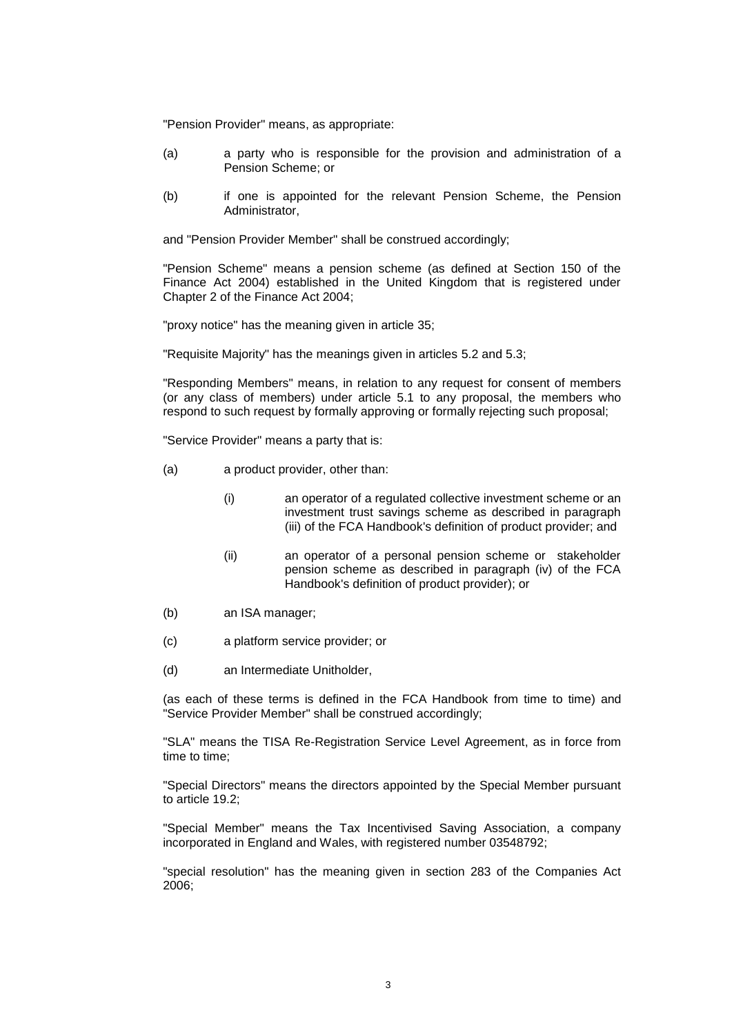"Pension Provider" means, as appropriate:

(a) a party who is responsible for the provision and administration of a Pension Scheme; or

(b) if one is appointed for the relevant Pension Scheme, the Pension Administrator,

and "Pension Provider Member" shall be construed accordingly;

"Pension Scheme" means a pension scheme (as defined at Section 150 of the Finance Act 2004) established in the United Kingdom that is registered under Chapter 2 of the Finance Act 2004;

"proxy notice" has the meaning given in article 35;

"Requisite Majority" has the meanings given in articles 5.2 and 5.3;

"Responding Members" means, in relation to any request for consent of members (or any class of members) under article 5.1 to any proposal, the members who respond to such request by formally approving or formally rejecting such proposal;

"Service Provider" means a party that is:

(a) a product provider, other than:

   (i) an operator of a regulated collective investment scheme or an investment trust savings scheme as described in paragraph (iii) of the FCA Handbook's definition of product provider; and

   (ii) an operator of a personal pension scheme or stakeholder pension scheme as described in paragraph (iv) of the FCA Handbook's definition of product provider); or

(b) an ISA manager;

(c) a platform service provider; or

(d) an Intermediate Unitholder,

(as each of these terms is defined in the FCA Handbook from time to time) and "Service Provider Member" shall be construed accordingly;

"SLA" means the TISA Re-Registration Service Level Agreement, as in force from time to time;

"Special Directors" means the directors appointed by the Special Member pursuant to article 19.2;

"Special Member" means the Tax Incentivised Saving Association, a company incorporated in England and Wales, with registered number 03548792;

"special resolution" has the meaning given in section 283 of the Companies Act 2006;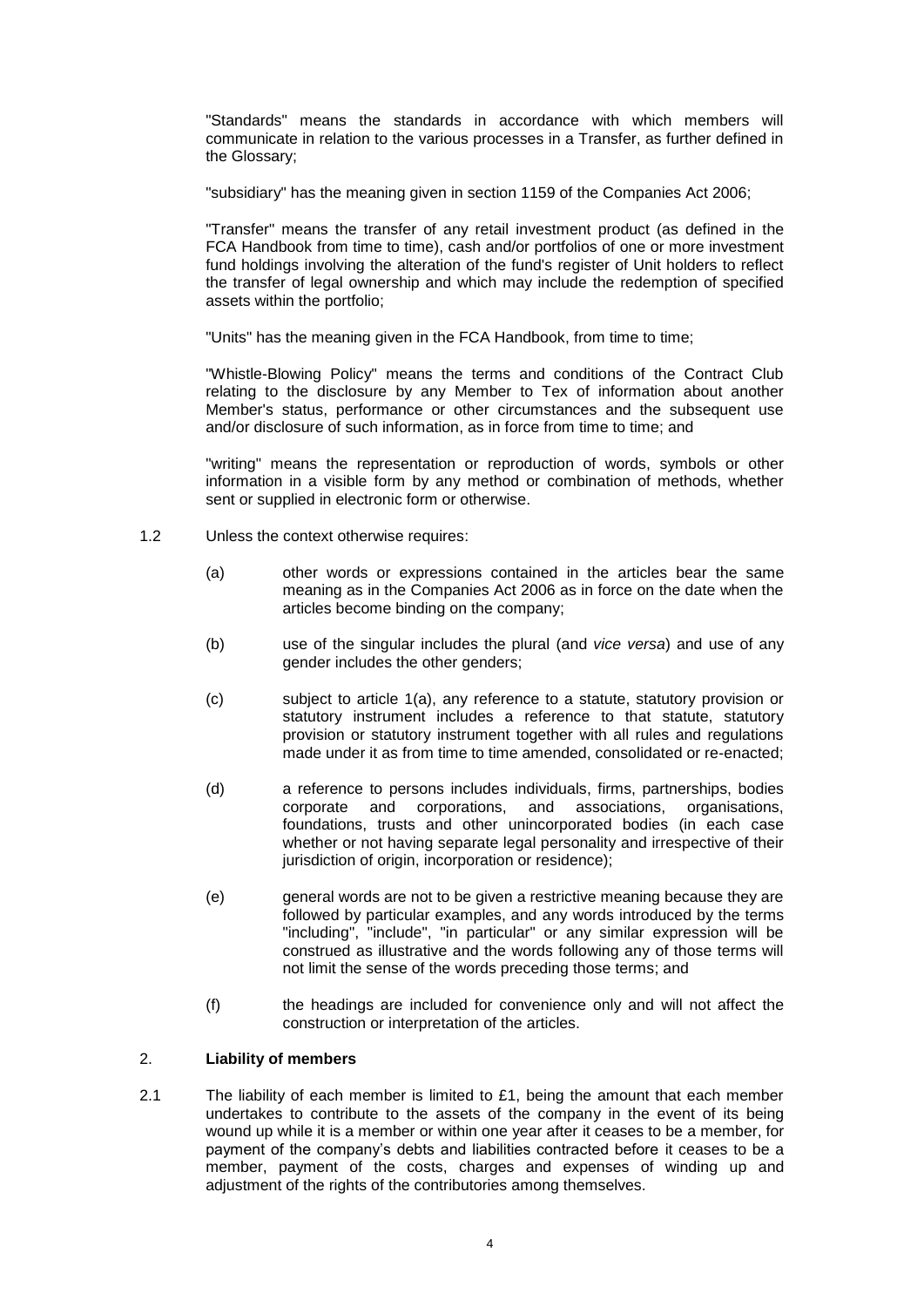"Standards" means the standards in accordance with which members will communicate in relation to the various processes in a Transfer, as further defined in the Glossary;

"subsidiary" has the meaning given in section 1159 of the Companies Act 2006;

"Transfer" means the transfer of any retail investment product (as defined in the FCA Handbook from time to time), cash and/or portfolios of one or more investment fund holdings involving the alteration of the fund's register of Unit holders to reflect the transfer of legal ownership and which may include the redemption of specified assets within the portfolio;

"Units" has the meaning given in the FCA Handbook, from time to time;

"Whistle-Blowing Policy" means the terms and conditions of the Contract Club relating to the disclosure by any Member to Tex of information about another Member's status, performance or other circumstances and the subsequent use and/or disclosure of such information, as in force from time to time; and

"writing" means the representation or reproduction of words, symbols or other information in a visible form by any method or combination of methods, whether sent or supplied in electronic form or otherwise.

1.2 Unless the context otherwise requires:

(a) other words or expressions contained in the articles bear the same meaning as in the Companies Act 2006 as in force on the date when the articles become binding on the company;

(b) use of the singular includes the plural (and *vice versa*) and use of any gender includes the other genders;

(c) subject to article 1(a), any reference to a statute, statutory provision or statutory instrument includes a reference to that statute, statutory provision or statutory instrument together with all rules and regulations made under it as from time to time amended, consolidated or re-enacted;

(d) a reference to persons includes individuals, firms, partnerships, bodies corporate and corporations, and associations, organisations, foundations, trusts and other unincorporated bodies (in each case whether or not having separate legal personality and irrespective of their jurisdiction of origin, incorporation or residence);

(e) general words are not to be given a restrictive meaning because they are followed by particular examples, and any words introduced by the terms "including", "include", "in particular" or any similar expression will be construed as illustrative and the words following any of those terms will not limit the sense of the words preceding those terms; and

(f) the headings are included for convenience only and will not affect the construction or interpretation of the articles.

## 2. **Liability of members**

2.1 The liability of each member is limited to £1, being the amount that each member undertakes to contribute to the assets of the company in the event of its being wound up while it is a member or within one year after it ceases to be a member, for payment of the company's debts and liabilities contracted before it ceases to be a member, payment of the costs, charges and expenses of winding up and adjustment of the rights of the contributories among themselves.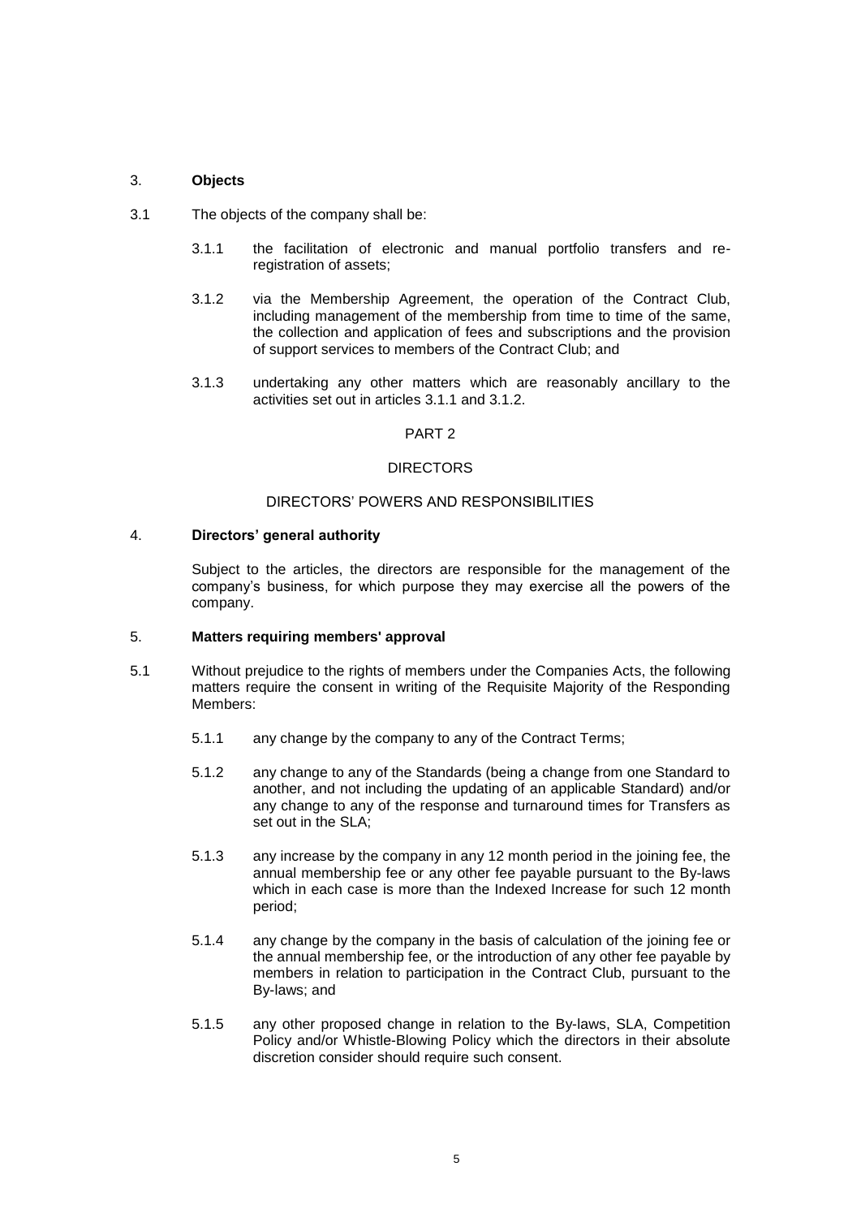### 3. **Objects**

3.1 The objects of the company shall be:

3.1.1 the facilitation of electronic and manual portfolio transfers and re-registration of assets;

3.1.2 via the Membership Agreement, the operation of the Contract Club, including management of the membership from time to time of the same, the collection and application of fees and subscriptions and the provision of support services to members of the Contract Club; and

3.1.3 undertaking any other matters which are reasonably ancillary to the activities set out in articles 3.1.1 and 3.1.2.

## PART 2

## DIRECTORS

### DIRECTORS' POWERS AND RESPONSIBILITIES

### 4. **Directors' general authority**

Subject to the articles, the directors are responsible for the management of the company's business, for which purpose they may exercise all the powers of the company.

### 5. **Matters requiring members' approval**

5.1 Without prejudice to the rights of members under the Companies Acts, the following matters require the consent in writing of the Requisite Majority of the Responding Members:

5.1.1 any change by the company to any of the Contract Terms;

5.1.2 any change to any of the Standards (being a change from one Standard to another, and not including the updating of an applicable Standard) and/or any change to any of the response and turnaround times for Transfers as set out in the SLA;

5.1.3 any increase by the company in any 12 month period in the joining fee, the annual membership fee or any other fee payable pursuant to the By-laws which in each case is more than the Indexed Increase for such 12 month period;

5.1.4 any change by the company in the basis of calculation of the joining fee or the annual membership fee, or the introduction of any other fee payable by members in relation to participation in the Contract Club, pursuant to the By-laws; and

5.1.5 any other proposed change in relation to the By-laws, SLA, Competition Policy and/or Whistle-Blowing Policy which the directors in their absolute discretion consider should require such consent.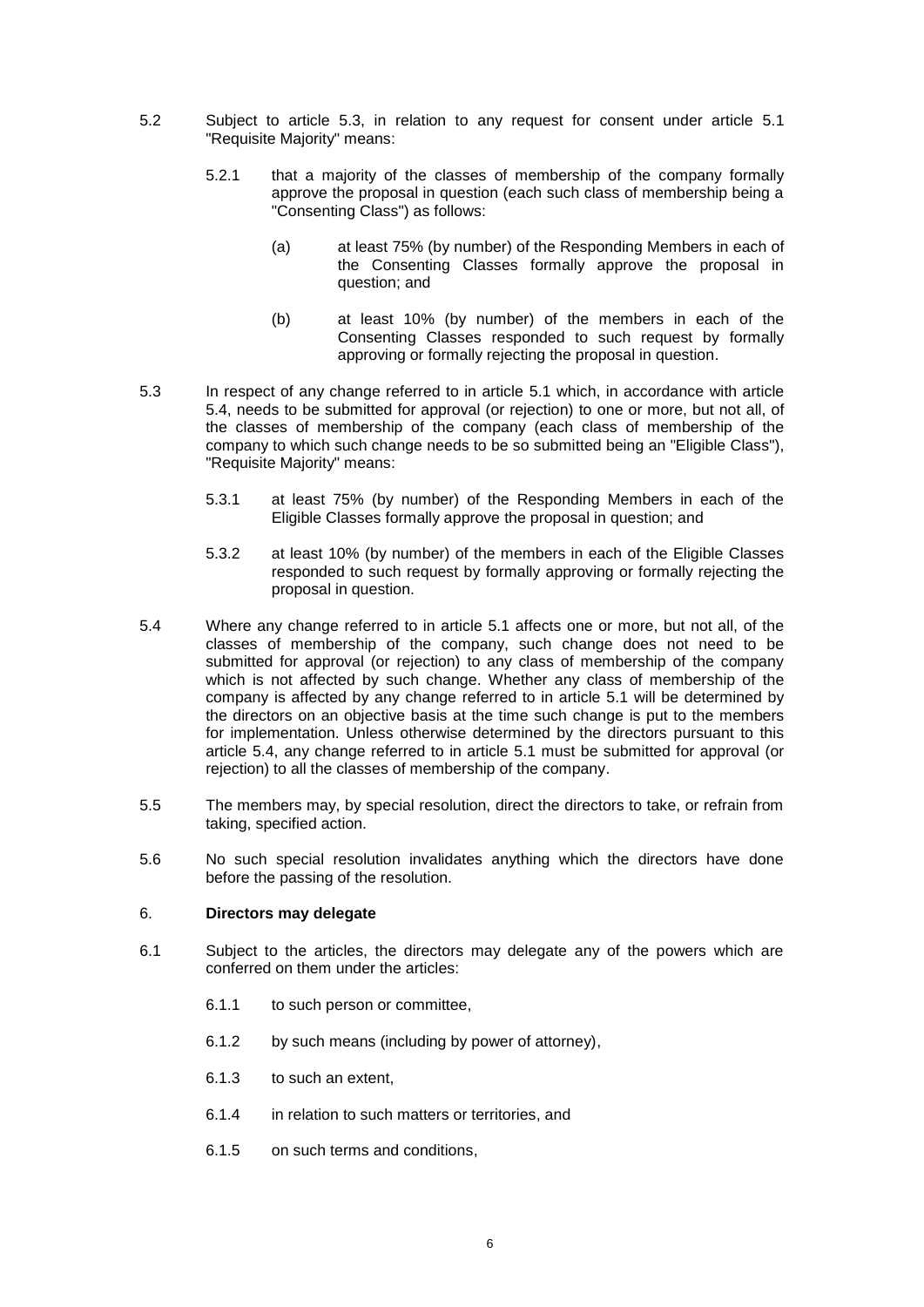5.2 Subject to article 5.3, in relation to any request for consent under article 5.1 "Requisite Majority" means:

5.2.1 that a majority of the classes of membership of the company formally approve the proposal in question (each such class of membership being a "Consenting Class") as follows:

(a) at least 75% (by number) of the Responding Members in each of the Consenting Classes formally approve the proposal in question; and

(b) at least 10% (by number) of the members in each of the Consenting Classes responded to such request by formally approving or formally rejecting the proposal in question.

5.3 In respect of any change referred to in article 5.1 which, in accordance with article 5.4, needs to be submitted for approval (or rejection) to one or more, but not all, of the classes of membership of the company (each class of membership of the company to which such change needs to be so submitted being an "Eligible Class"), "Requisite Majority" means:

5.3.1 at least 75% (by number) of the Responding Members in each of the Eligible Classes formally approve the proposal in question; and

5.3.2 at least 10% (by number) of the members in each of the Eligible Classes responded to such request by formally approving or formally rejecting the proposal in question.

5.4 Where any change referred to in article 5.1 affects one or more, but not all, of the classes of membership of the company, such change does not need to be submitted for approval (or rejection) to any class of membership of the company which is not affected by such change. Whether any class of membership of the company is affected by any change referred to in article 5.1 will be determined by the directors on an objective basis at the time such change is put to the members for implementation. Unless otherwise determined by the directors pursuant to this article 5.4, any change referred to in article 5.1 must be submitted for approval (or rejection) to all the classes of membership of the company.

5.5 The members may, by special resolution, direct the directors to take, or refrain from taking, specified action.

5.6 No such special resolution invalidates anything which the directors have done before the passing of the resolution.

## 6. **Directors may delegate**

6.1 Subject to the articles, the directors may delegate any of the powers which are conferred on them under the articles:

6.1.1 to such person or committee,

6.1.2 by such means (including by power of attorney),

6.1.3 to such an extent,

6.1.4 in relation to such matters or territories, and

6.1.5 on such terms and conditions,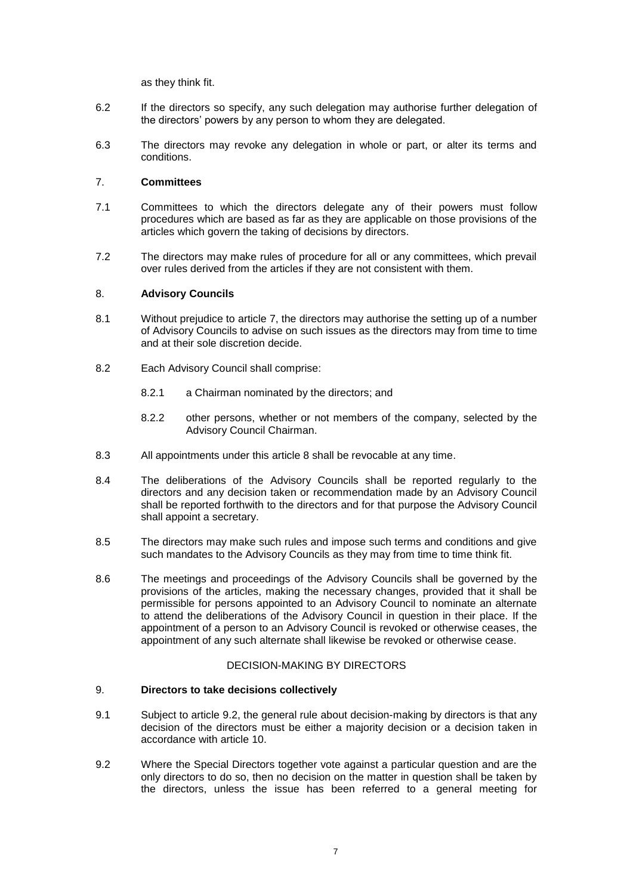as they think fit.

6.2 If the directors so specify, any such delegation may authorise further delegation of the directors' powers by any person to whom they are delegated.

6.3 The directors may revoke any delegation in whole or part, or alter its terms and conditions.

## 7. **Committees**

7.1 Committees to which the directors delegate any of their powers must follow procedures which are based as far as they are applicable on those provisions of the articles which govern the taking of decisions by directors.

7.2 The directors may make rules of procedure for all or any committees, which prevail over rules derived from the articles if they are not consistent with them.

## 8. **Advisory Councils**

8.1 Without prejudice to article 7, the directors may authorise the setting up of a number of Advisory Councils to advise on such issues as the directors may from time to time and at their sole discretion decide.

8.2 Each Advisory Council shall comprise:

8.2.1 a Chairman nominated by the directors; and

8.2.2 other persons, whether or not members of the company, selected by the Advisory Council Chairman.

8.3 All appointments under this article 8 shall be revocable at any time.

8.4 The deliberations of the Advisory Councils shall be reported regularly to the directors and any decision taken or recommendation made by an Advisory Council shall be reported forthwith to the directors and for that purpose the Advisory Council shall appoint a secretary.

8.5 The directors may make such rules and impose such terms and conditions and give such mandates to the Advisory Councils as they may from time to time think fit.

8.6 The meetings and proceedings of the Advisory Councils shall be governed by the provisions of the articles, making the necessary changes, provided that it shall be permissible for persons appointed to an Advisory Council to nominate an alternate to attend the deliberations of the Advisory Council in question in their place. If the appointment of a person to an Advisory Council is revoked or otherwise ceases, the appointment of any such alternate shall likewise be revoked or otherwise cease.

DECISION-MAKING BY DIRECTORS

## 9. **Directors to take decisions collectively**

9.1 Subject to article 9.2, the general rule about decision-making by directors is that any decision of the directors must be either a majority decision or a decision taken in accordance with article 10.

9.2 Where the Special Directors together vote against a particular question and are the only directors to do so, then no decision on the matter in question shall be taken by the directors, unless the issue has been referred to a general meeting for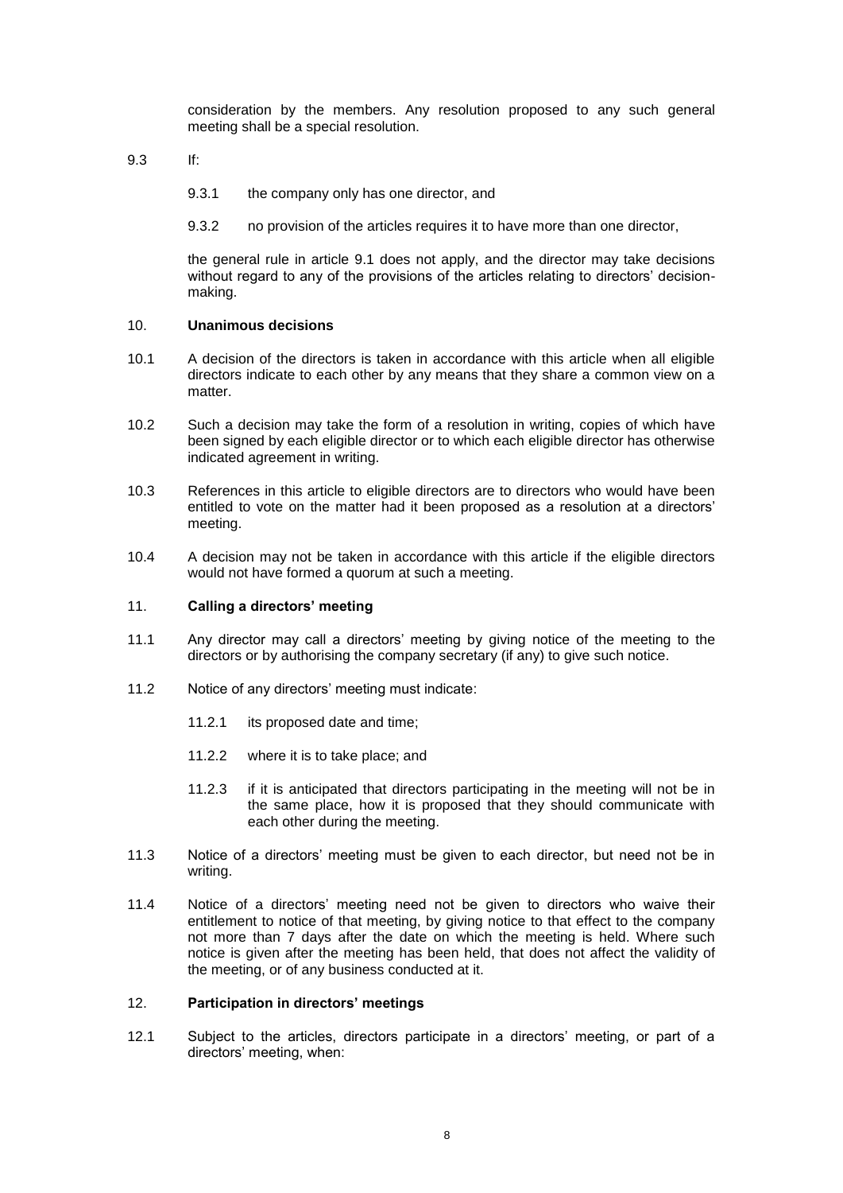consideration by the members. Any resolution proposed to any such general meeting shall be a special resolution.

9.3 If:

9.3.1 the company only has one director, and

9.3.2 no provision of the articles requires it to have more than one director,

the general rule in article 9.1 does not apply, and the director may take decisions without regard to any of the provisions of the articles relating to directors' decision-making.

## 10. **Unanimous decisions**

10.1 A decision of the directors is taken in accordance with this article when all eligible directors indicate to each other by any means that they share a common view on a matter.

10.2 Such a decision may take the form of a resolution in writing, copies of which have been signed by each eligible director or to which each eligible director has otherwise indicated agreement in writing.

10.3 References in this article to eligible directors are to directors who would have been entitled to vote on the matter had it been proposed as a resolution at a directors' meeting.

10.4 A decision may not be taken in accordance with this article if the eligible directors would not have formed a quorum at such a meeting.

## 11. **Calling a directors' meeting**

11.1 Any director may call a directors' meeting by giving notice of the meeting to the directors or by authorising the company secretary (if any) to give such notice.

11.2 Notice of any directors' meeting must indicate:

11.2.1 its proposed date and time;

11.2.2 where it is to take place; and

11.2.3 if it is anticipated that directors participating in the meeting will not be in the same place, how it is proposed that they should communicate with each other during the meeting.

11.3 Notice of a directors' meeting must be given to each director, but need not be in writing.

11.4 Notice of a directors' meeting need not be given to directors who waive their entitlement to notice of that meeting, by giving notice to that effect to the company not more than 7 days after the date on which the meeting is held. Where such notice is given after the meeting has been held, that does not affect the validity of the meeting, or of any business conducted at it.

## 12. **Participation in directors' meetings**

12.1 Subject to the articles, directors participate in a directors' meeting, or part of a directors' meeting, when: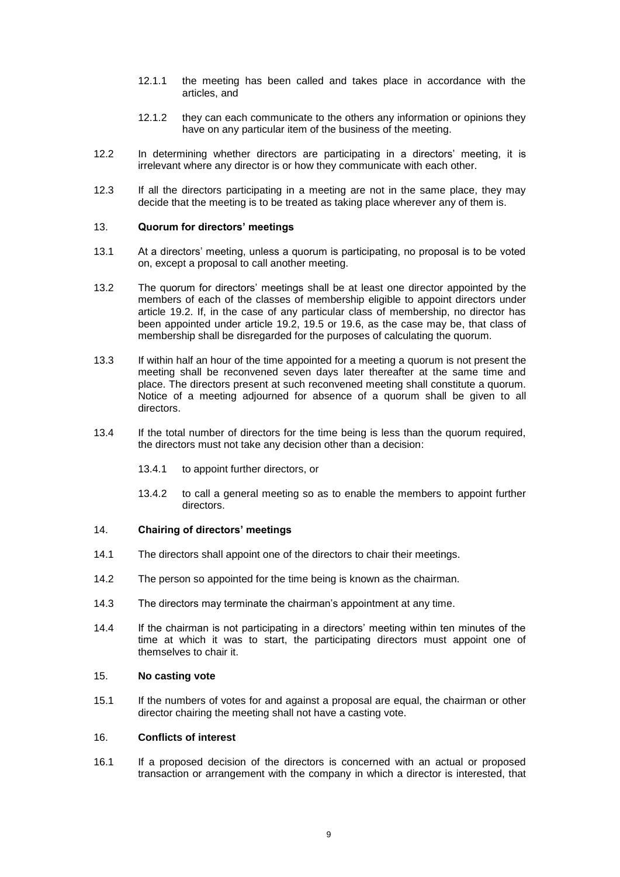12.1.1 the meeting has been called and takes place in accordance with the articles, and

12.1.2 they can each communicate to the others any information or opinions they have on any particular item of the business of the meeting.

12.2 In determining whether directors are participating in a directors' meeting, it is irrelevant where any director is or how they communicate with each other.

12.3 If all the directors participating in a meeting are not in the same place, they may decide that the meeting is to be treated as taking place wherever any of them is.

13. **Quorum for directors' meetings**

13.1 At a directors' meeting, unless a quorum is participating, no proposal is to be voted on, except a proposal to call another meeting.

13.2 The quorum for directors' meetings shall be at least one director appointed by the members of each of the classes of membership eligible to appoint directors under article 19.2. If, in the case of any particular class of membership, no director has been appointed under article 19.2, 19.5 or 19.6, as the case may be, that class of membership shall be disregarded for the purposes of calculating the quorum.

13.3 If within half an hour of the time appointed for a meeting a quorum is not present the meeting shall be reconvened seven days later thereafter at the same time and place. The directors present at such reconvened meeting shall constitute a quorum. Notice of a meeting adjourned for absence of a quorum shall be given to all directors.

13.4 If the total number of directors for the time being is less than the quorum required, the directors must not take any decision other than a decision:

13.4.1 to appoint further directors, or

13.4.2 to call a general meeting so as to enable the members to appoint further directors.

14. **Chairing of directors' meetings**

14.1 The directors shall appoint one of the directors to chair their meetings.

14.2 The person so appointed for the time being is known as the chairman.

14.3 The directors may terminate the chairman's appointment at any time.

14.4 If the chairman is not participating in a directors' meeting within ten minutes of the time at which it was to start, the participating directors must appoint one of themselves to chair it.

15. **No casting vote**

15.1 If the numbers of votes for and against a proposal are equal, the chairman or other director chairing the meeting shall not have a casting vote.

16. **Conflicts of interest**

16.1 If a proposed decision of the directors is concerned with an actual or proposed transaction or arrangement with the company in which a director is interested, that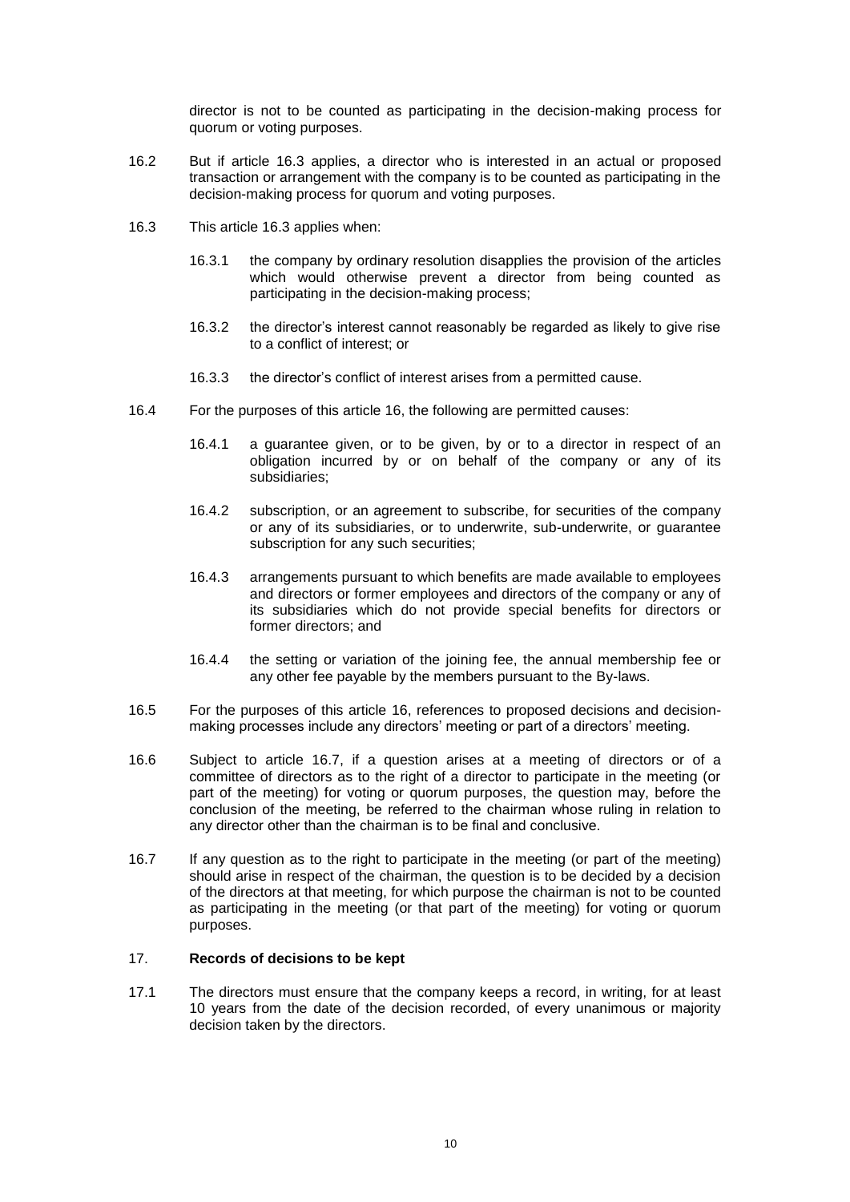director is not to be counted as participating in the decision-making process for quorum or voting purposes.

16.2 But if article 16.3 applies, a director who is interested in an actual or proposed transaction or arrangement with the company is to be counted as participating in the decision-making process for quorum and voting purposes.

16.3 This article 16.3 applies when:

16.3.1 the company by ordinary resolution disapplies the provision of the articles which would otherwise prevent a director from being counted as participating in the decision-making process;

16.3.2 the director's interest cannot reasonably be regarded as likely to give rise to a conflict of interest; or

16.3.3 the director's conflict of interest arises from a permitted cause.

16.4 For the purposes of this article 16, the following are permitted causes:

16.4.1 a guarantee given, or to be given, by or to a director in respect of an obligation incurred by or on behalf of the company or any of its subsidiaries;

16.4.2 subscription, or an agreement to subscribe, for securities of the company or any of its subsidiaries, or to underwrite, sub-underwrite, or guarantee subscription for any such securities;

16.4.3 arrangements pursuant to which benefits are made available to employees and directors or former employees and directors of the company or any of its subsidiaries which do not provide special benefits for directors or former directors; and

16.4.4 the setting or variation of the joining fee, the annual membership fee or any other fee payable by the members pursuant to the By-laws.

16.5 For the purposes of this article 16, references to proposed decisions and decision-making processes include any directors' meeting or part of a directors' meeting.

16.6 Subject to article 16.7, if a question arises at a meeting of directors or of a committee of directors as to the right of a director to participate in the meeting (or part of the meeting) for voting or quorum purposes, the question may, before the conclusion of the meeting, be referred to the chairman whose ruling in relation to any director other than the chairman is to be final and conclusive.

16.7 If any question as to the right to participate in the meeting (or part of the meeting) should arise in respect of the chairman, the question is to be decided by a decision of the directors at that meeting, for which purpose the chairman is not to be counted as participating in the meeting (or that part of the meeting) for voting or quorum purposes.

### 17. **Records of decisions to be kept**

17.1 The directors must ensure that the company keeps a record, in writing, for at least 10 years from the date of the decision recorded, of every unanimous or majority decision taken by the directors.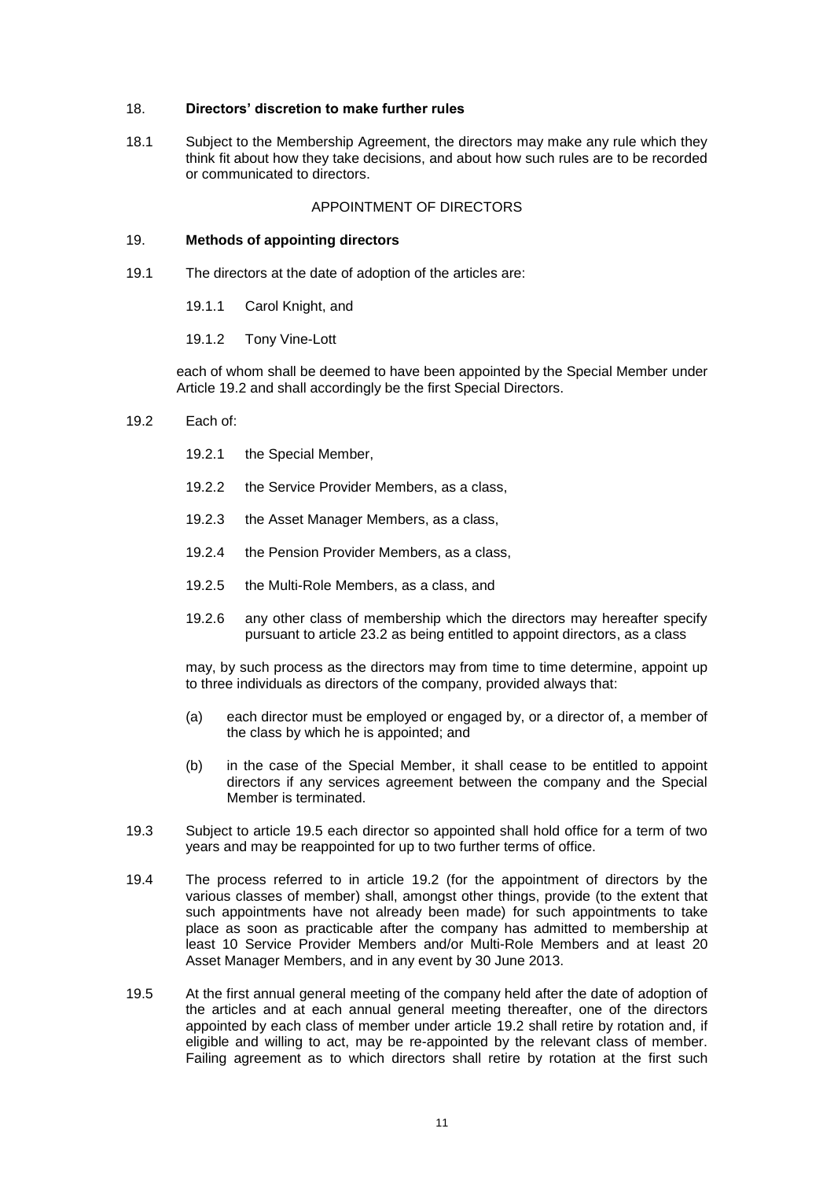18. **Directors' discretion to make further rules**

18.1 Subject to the Membership Agreement, the directors may make any rule which they think fit about how they take decisions, and about how such rules are to be recorded or communicated to directors.

APPOINTMENT OF DIRECTORS

19. **Methods of appointing directors**

19.1 The directors at the date of adoption of the articles are:

19.1.1 Carol Knight, and

19.1.2 Tony Vine-Lott

each of whom shall be deemed to have been appointed by the Special Member under Article 19.2 and shall accordingly be the first Special Directors.

19.2 Each of:

19.2.1 the Special Member,

19.2.2 the Service Provider Members, as a class,

19.2.3 the Asset Manager Members, as a class,

19.2.4 the Pension Provider Members, as a class,

19.2.5 the Multi-Role Members, as a class, and

19.2.6 any other class of membership which the directors may hereafter specify pursuant to article 23.2 as being entitled to appoint directors, as a class

may, by such process as the directors may from time to time determine, appoint up to three individuals as directors of the company, provided always that:

(a) each director must be employed or engaged by, or a director of, a member of the class by which he is appointed; and

(b) in the case of the Special Member, it shall cease to be entitled to appoint directors if any services agreement between the company and the Special Member is terminated.

19.3 Subject to article 19.5 each director so appointed shall hold office for a term of two years and may be reappointed for up to two further terms of office.

19.4 The process referred to in article 19.2 (for the appointment of directors by the various classes of member) shall, amongst other things, provide (to the extent that such appointments have not already been made) for such appointments to take place as soon as practicable after the company has admitted to membership at least 10 Service Provider Members and/or Multi-Role Members and at least 20 Asset Manager Members, and in any event by 30 June 2013.

19.5 At the first annual general meeting of the company held after the date of adoption of the articles and at each annual general meeting thereafter, one of the directors appointed by each class of member under article 19.2 shall retire by rotation and, if eligible and willing to act, may be re-appointed by the relevant class of member. Failing agreement as to which directors shall retire by rotation at the first such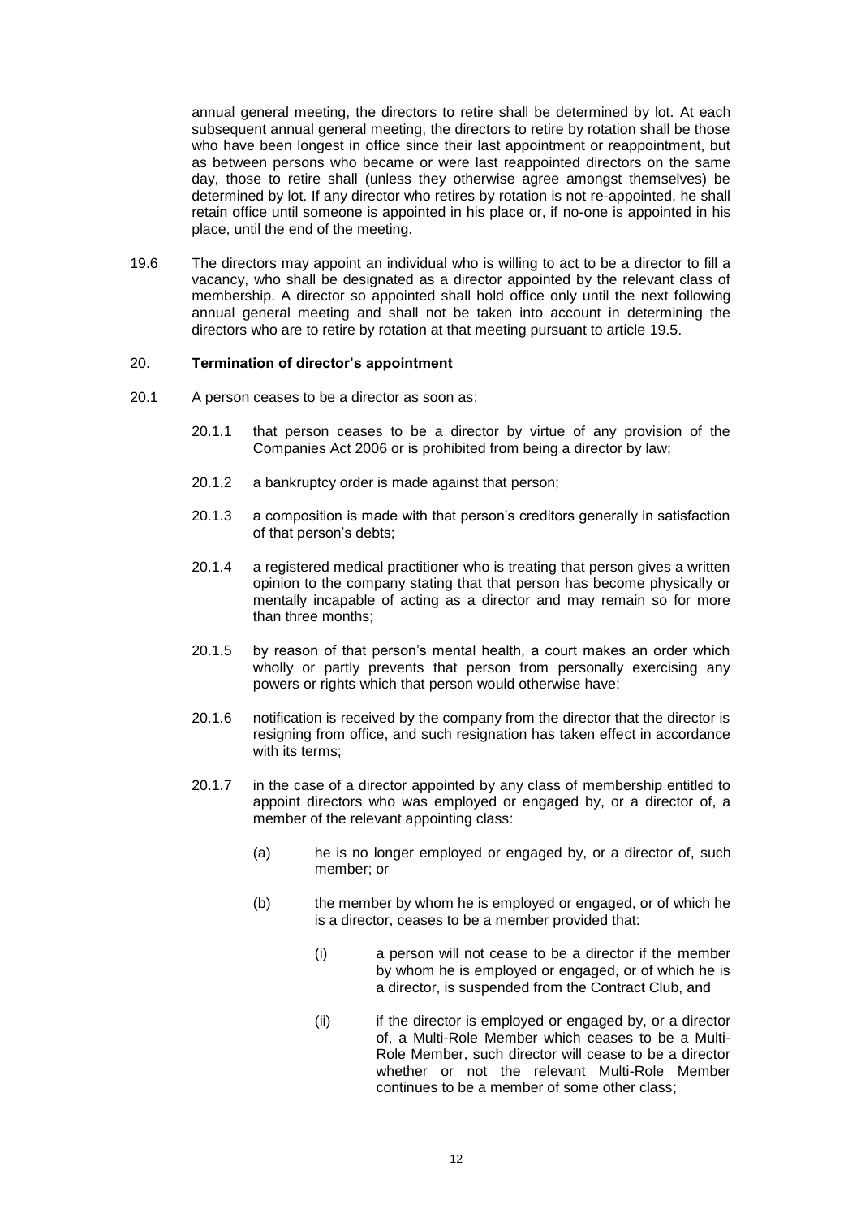annual general meeting, the directors to retire shall be determined by lot. At each subsequent annual general meeting, the directors to retire by rotation shall be those who have been longest in office since their last appointment or reappointment, but as between persons who became or were last reappointed directors on the same day, those to retire shall (unless they otherwise agree amongst themselves) be determined by lot. If any director who retires by rotation is not re-appointed, he shall retain office until someone is appointed in his place or, if no-one is appointed in his place, until the end of the meeting.

19.6 The directors may appoint an individual who is willing to act to be a director to fill a vacancy, who shall be designated as a director appointed by the relevant class of membership. A director so appointed shall hold office only until the next following annual general meeting and shall not be taken into account in determining the directors who are to retire by rotation at that meeting pursuant to article 19.5.

20. **Termination of director's appointment**

20.1 A person ceases to be a director as soon as:

20.1.1 that person ceases to be a director by virtue of any provision of the Companies Act 2006 or is prohibited from being a director by law;

20.1.2 a bankruptcy order is made against that person;

20.1.3 a composition is made with that person's creditors generally in satisfaction of that person's debts;

20.1.4 a registered medical practitioner who is treating that person gives a written opinion to the company stating that that person has become physically or mentally incapable of acting as a director and may remain so for more than three months;

20.1.5 by reason of that person's mental health, a court makes an order which wholly or partly prevents that person from personally exercising any powers or rights which that person would otherwise have;

20.1.6 notification is received by the company from the director that the director is resigning from office, and such resignation has taken effect in accordance with its terms;

20.1.7 in the case of a director appointed by any class of membership entitled to appoint directors who was employed or engaged by, or a director of, a member of the relevant appointing class:

(a) he is no longer employed or engaged by, or a director of, such member; or

(b) the member by whom he is employed or engaged, or of which he is a director, ceases to be a member provided that:

(i) a person will not cease to be a director if the member by whom he is employed or engaged, or of which he is a director, is suspended from the Contract Club, and

(ii) if the director is employed or engaged by, or a director of, a Multi-Role Member which ceases to be a Multi-Role Member, such director will cease to be a director whether or not the relevant Multi-Role Member continues to be a member of some other class;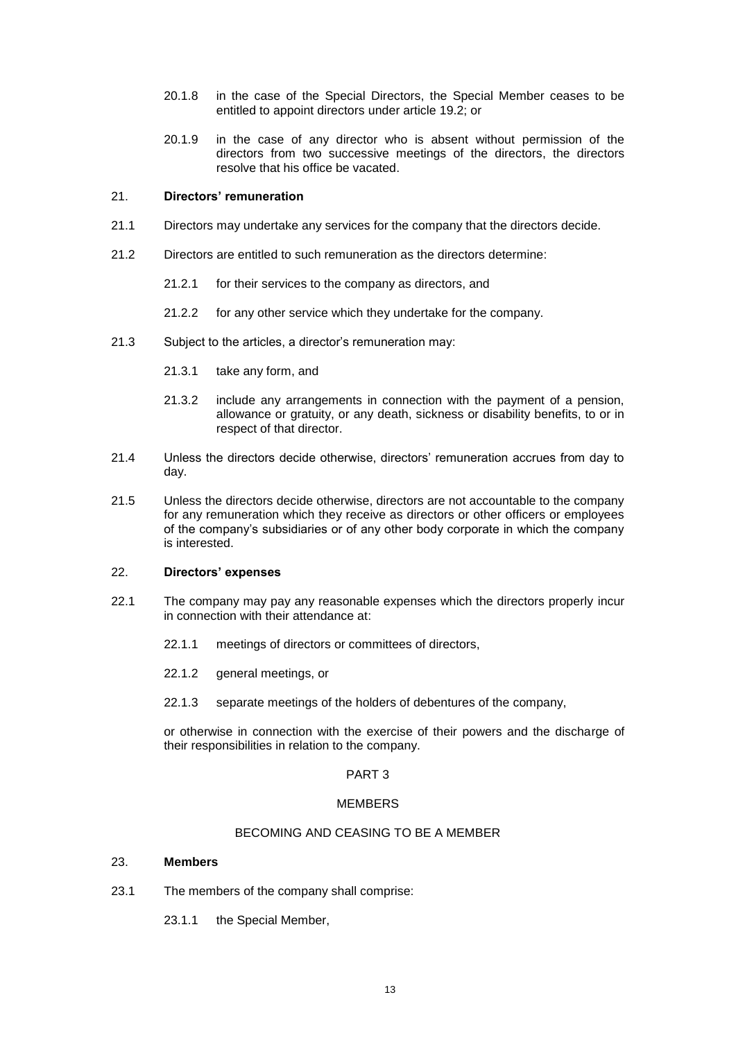20.1.8 in the case of the Special Directors, the Special Member ceases to be entitled to appoint directors under article 19.2; or

20.1.9 in the case of any director who is absent without permission of the directors from two successive meetings of the directors, the directors resolve that his office be vacated.

## 21. **Directors' remuneration**

21.1 Directors may undertake any services for the company that the directors decide.

21.2 Directors are entitled to such remuneration as the directors determine:

21.2.1 for their services to the company as directors, and

21.2.2 for any other service which they undertake for the company.

21.3 Subject to the articles, a director's remuneration may:

21.3.1 take any form, and

21.3.2 include any arrangements in connection with the payment of a pension, allowance or gratuity, or any death, sickness or disability benefits, to or in respect of that director.

21.4 Unless the directors decide otherwise, directors' remuneration accrues from day to day.

21.5 Unless the directors decide otherwise, directors are not accountable to the company for any remuneration which they receive as directors or other officers or employees of the company's subsidiaries or of any other body corporate in which the company is interested.

## 22. **Directors' expenses**

22.1 The company may pay any reasonable expenses which the directors properly incur in connection with their attendance at:

22.1.1 meetings of directors or committees of directors,

22.1.2 general meetings, or

22.1.3 separate meetings of the holders of debentures of the company,

or otherwise in connection with the exercise of their powers and the discharge of their responsibilities in relation to the company.

# PART 3

# MEMBERS

## BECOMING AND CEASING TO BE A MEMBER

## 23. **Members**

23.1 The members of the company shall comprise:

23.1.1 the Special Member,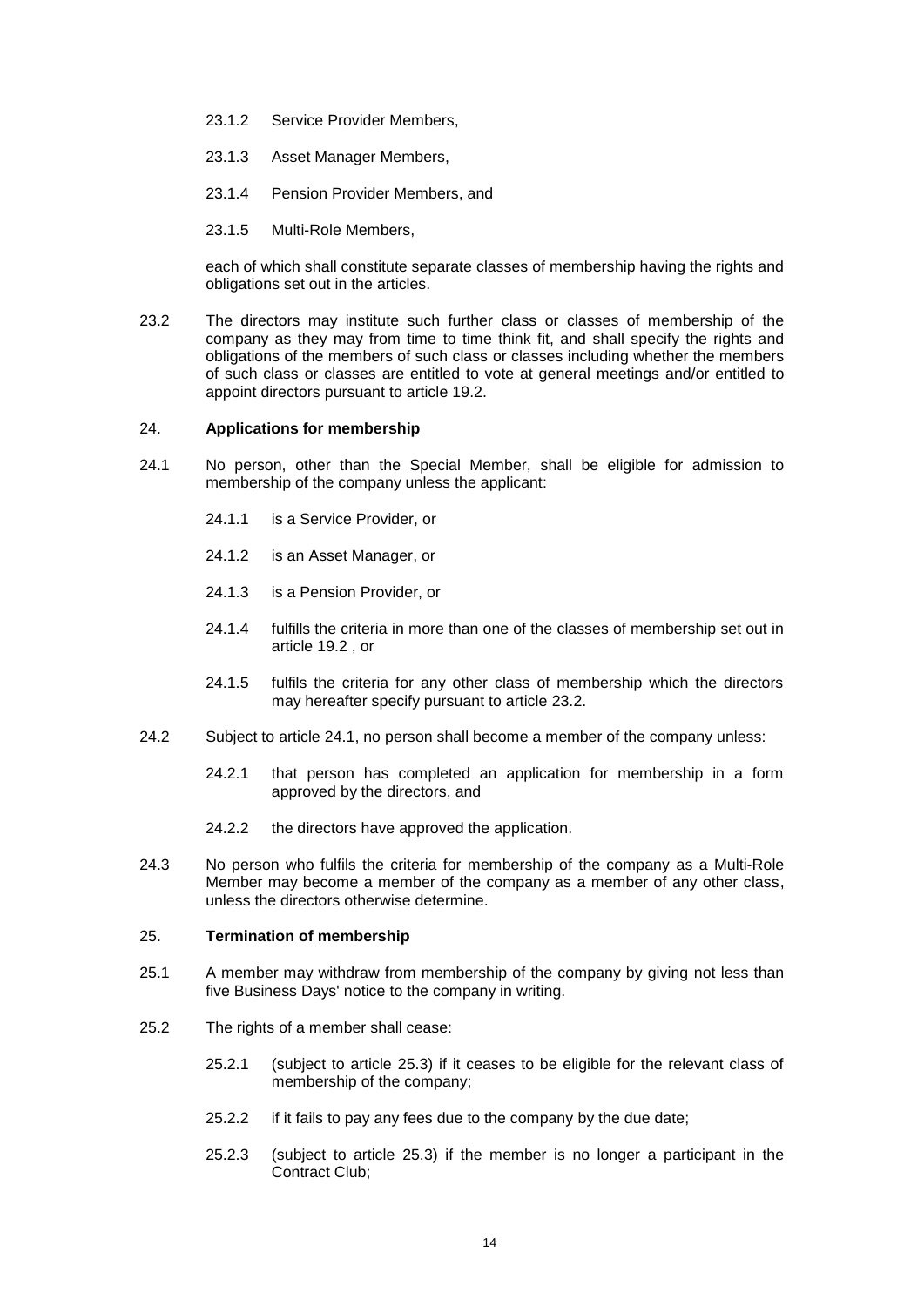23.1.2 Service Provider Members,

23.1.3 Asset Manager Members,

23.1.4 Pension Provider Members, and

23.1.5 Multi-Role Members,

each of which shall constitute separate classes of membership having the rights and obligations set out in the articles.

23.2 The directors may institute such further class or classes of membership of the company as they may from time to time think fit, and shall specify the rights and obligations of the members of such class or classes including whether the members of such class or classes are entitled to vote at general meetings and/or entitled to appoint directors pursuant to article 19.2.

## 24. **Applications for membership**

24.1 No person, other than the Special Member, shall be eligible for admission to membership of the company unless the applicant:

24.1.1 is a Service Provider, or

24.1.2 is an Asset Manager, or

24.1.3 is a Pension Provider, or

24.1.4 fulfills the criteria in more than one of the classes of membership set out in article 19.2 , or

24.1.5 fulfils the criteria for any other class of membership which the directors may hereafter specify pursuant to article 23.2.

24.2 Subject to article 24.1, no person shall become a member of the company unless:

24.2.1 that person has completed an application for membership in a form approved by the directors, and

24.2.2 the directors have approved the application.

24.3 No person who fulfils the criteria for membership of the company as a Multi-Role Member may become a member of the company as a member of any other class, unless the directors otherwise determine.

## 25. **Termination of membership**

25.1 A member may withdraw from membership of the company by giving not less than five Business Days' notice to the company in writing.

25.2 The rights of a member shall cease:

25.2.1 (subject to article 25.3) if it ceases to be eligible for the relevant class of membership of the company;

25.2.2 if it fails to pay any fees due to the company by the due date;

25.2.3 (subject to article 25.3) if the member is no longer a participant in the Contract Club;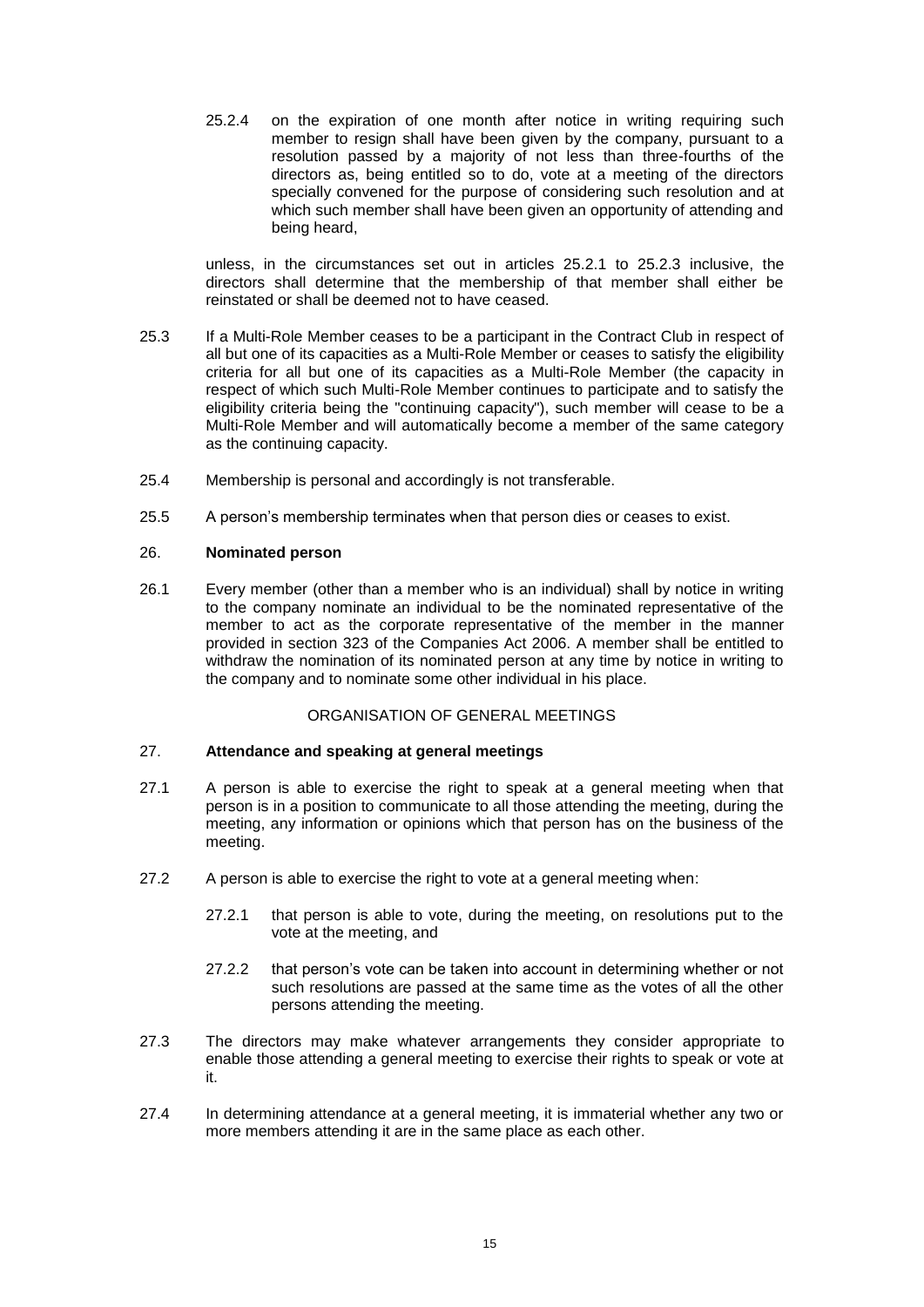25.2.4 on the expiration of one month after notice in writing requiring such member to resign shall have been given by the company, pursuant to a resolution passed by a majority of not less than three-fourths of the directors as, being entitled so to do, vote at a meeting of the directors specially convened for the purpose of considering such resolution and at which such member shall have been given an opportunity of attending and being heard,

unless, in the circumstances set out in articles 25.2.1 to 25.2.3 inclusive, the directors shall determine that the membership of that member shall either be reinstated or shall be deemed not to have ceased.

25.3 If a Multi-Role Member ceases to be a participant in the Contract Club in respect of all but one of its capacities as a Multi-Role Member or ceases to satisfy the eligibility criteria for all but one of its capacities as a Multi-Role Member (the capacity in respect of which such Multi-Role Member continues to participate and to satisfy the eligibility criteria being the "continuing capacity"), such member will cease to be a Multi-Role Member and will automatically become a member of the same category as the continuing capacity.

25.4 Membership is personal and accordingly is not transferable.

25.5 A person's membership terminates when that person dies or ceases to exist.

## 26. **Nominated person**

26.1 Every member (other than a member who is an individual) shall by notice in writing to the company nominate an individual to be the nominated representative of the member to act as the corporate representative of the member in the manner provided in section 323 of the Companies Act 2006. A member shall be entitled to withdraw the nomination of its nominated person at any time by notice in writing to the company and to nominate some other individual in his place.

## ORGANISATION OF GENERAL MEETINGS

## 27. **Attendance and speaking at general meetings**

27.1 A person is able to exercise the right to speak at a general meeting when that person is in a position to communicate to all those attending the meeting, during the meeting, any information or opinions which that person has on the business of the meeting.

27.2 A person is able to exercise the right to vote at a general meeting when:

27.2.1 that person is able to vote, during the meeting, on resolutions put to the vote at the meeting, and

27.2.2 that person's vote can be taken into account in determining whether or not such resolutions are passed at the same time as the votes of all the other persons attending the meeting.

27.3 The directors may make whatever arrangements they consider appropriate to enable those attending a general meeting to exercise their rights to speak or vote at it.

27.4 In determining attendance at a general meeting, it is immaterial whether any two or more members attending it are in the same place as each other.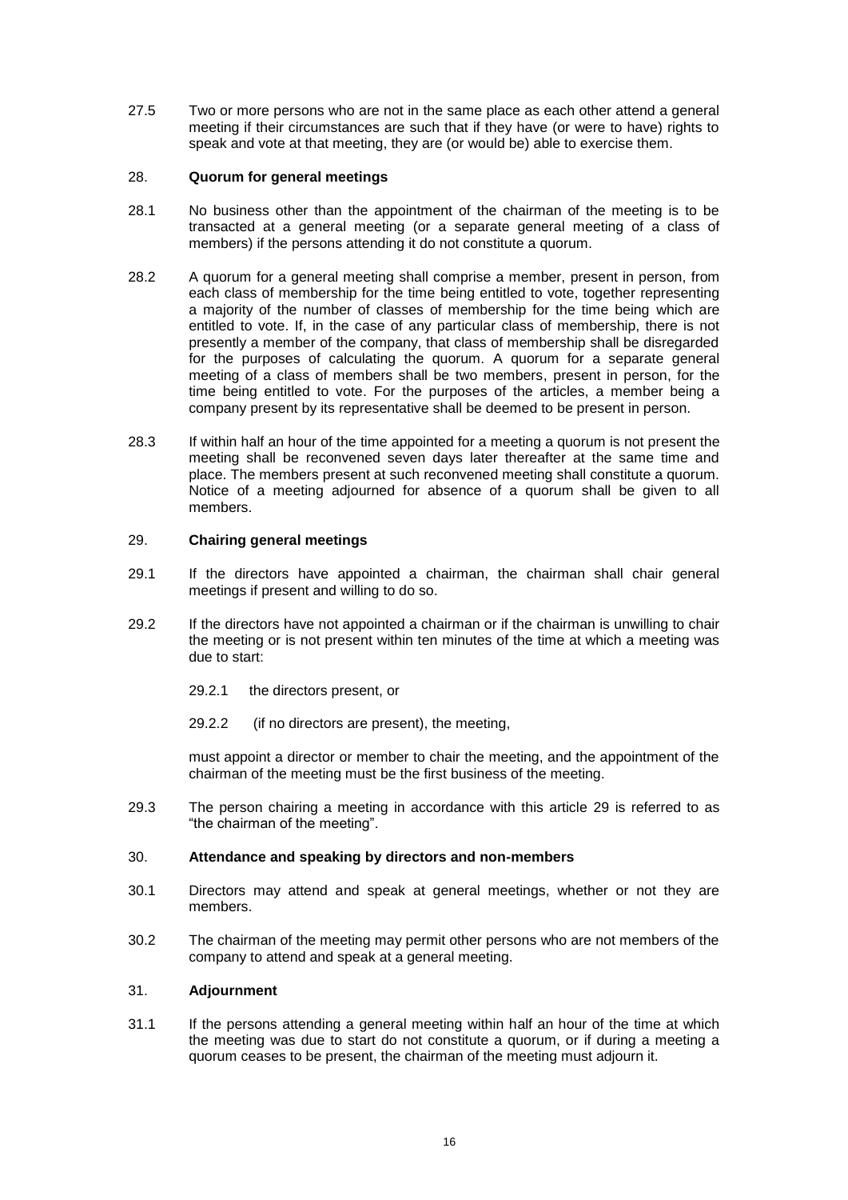27.5 Two or more persons who are not in the same place as each other attend a general meeting if their circumstances are such that if they have (or were to have) rights to speak and vote at that meeting, they are (or would be) able to exercise them.

## 28. **Quorum for general meetings**

28.1 No business other than the appointment of the chairman of the meeting is to be transacted at a general meeting (or a separate general meeting of a class of members) if the persons attending it do not constitute a quorum.

28.2 A quorum for a general meeting shall comprise a member, present in person, from each class of membership for the time being entitled to vote, together representing a majority of the number of classes of membership for the time being which are entitled to vote. If, in the case of any particular class of membership, there is not presently a member of the company, that class of membership shall be disregarded for the purposes of calculating the quorum. A quorum for a separate general meeting of a class of members shall be two members, present in person, for the time being entitled to vote. For the purposes of the articles, a member being a company present by its representative shall be deemed to be present in person.

28.3 If within half an hour of the time appointed for a meeting a quorum is not present the meeting shall be reconvened seven days later thereafter at the same time and place. The members present at such reconvened meeting shall constitute a quorum. Notice of a meeting adjourned for absence of a quorum shall be given to all members.

## 29. **Chairing general meetings**

29.1 If the directors have appointed a chairman, the chairman shall chair general meetings if present and willing to do so.

29.2 If the directors have not appointed a chairman or if the chairman is unwilling to chair the meeting or is not present within ten minutes of the time at which a meeting was due to start:

29.2.1 the directors present, or

29.2.2 (if no directors are present), the meeting,

must appoint a director or member to chair the meeting, and the appointment of the chairman of the meeting must be the first business of the meeting.

29.3 The person chairing a meeting in accordance with this article 29 is referred to as "the chairman of the meeting".

## 30. **Attendance and speaking by directors and non-members**

30.1 Directors may attend and speak at general meetings, whether or not they are members.

30.2 The chairman of the meeting may permit other persons who are not members of the company to attend and speak at a general meeting.

## 31. **Adjournment**

31.1 If the persons attending a general meeting within half an hour of the time at which the meeting was due to start do not constitute a quorum, or if during a meeting a quorum ceases to be present, the chairman of the meeting must adjourn it.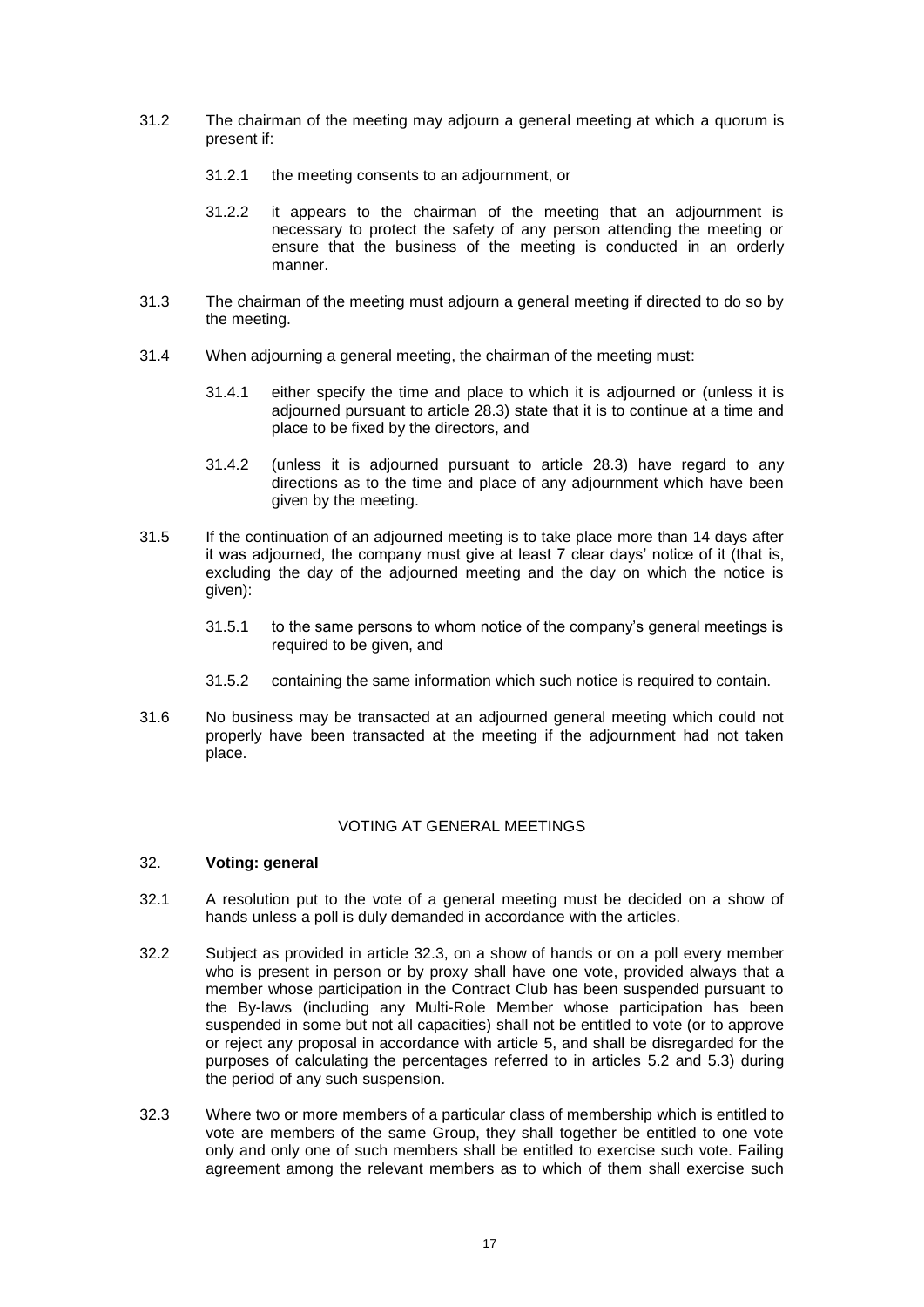31.2 The chairman of the meeting may adjourn a general meeting at which a quorum is present if:

   31.2.1 the meeting consents to an adjournment, or

   31.2.2 it appears to the chairman of the meeting that an adjournment is necessary to protect the safety of any person attending the meeting or ensure that the business of the meeting is conducted in an orderly manner.

31.3 The chairman of the meeting must adjourn a general meeting if directed to do so by the meeting.

31.4 When adjourning a general meeting, the chairman of the meeting must:

   31.4.1 either specify the time and place to which it is adjourned or (unless it is adjourned pursuant to article 28.3) state that it is to continue at a time and place to be fixed by the directors, and

   31.4.2 (unless it is adjourned pursuant to article 28.3) have regard to any directions as to the time and place of any adjournment which have been given by the meeting.

31.5 If the continuation of an adjourned meeting is to take place more than 14 days after it was adjourned, the company must give at least 7 clear days' notice of it (that is, excluding the day of the adjourned meeting and the day on which the notice is given):

   31.5.1 to the same persons to whom notice of the company's general meetings is required to be given, and

   31.5.2 containing the same information which such notice is required to contain.

31.6 No business may be transacted at an adjourned general meeting which could not properly have been transacted at the meeting if the adjournment had not taken place.

## VOTING AT GENERAL MEETINGS

### 32. **Voting: general**

32.1 A resolution put to the vote of a general meeting must be decided on a show of hands unless a poll is duly demanded in accordance with the articles.

32.2 Subject as provided in article 32.3, on a show of hands or on a poll every member who is present in person or by proxy shall have one vote, provided always that a member whose participation in the Contract Club has been suspended pursuant to the By-laws (including any Multi-Role Member whose participation has been suspended in some but not all capacities) shall not be entitled to vote (or to approve or reject any proposal in accordance with article 5, and shall be disregarded for the purposes of calculating the percentages referred to in articles 5.2 and 5.3) during the period of any such suspension.

32.3 Where two or more members of a particular class of membership which is entitled to vote are members of the same Group, they shall together be entitled to one vote only and only one of such members shall be entitled to exercise such vote. Failing agreement among the relevant members as to which of them shall exercise such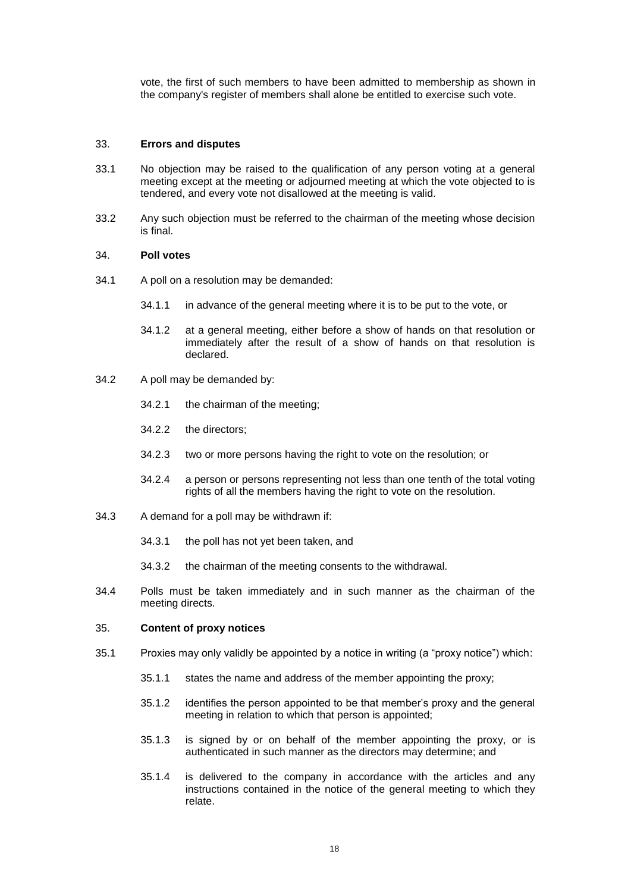vote, the first of such members to have been admitted to membership as shown in the company's register of members shall alone be entitled to exercise such vote.

## 33. Errors and disputes

33.1 No objection may be raised to the qualification of any person voting at a general meeting except at the meeting or adjourned meeting at which the vote objected to is tendered, and every vote not disallowed at the meeting is valid.

33.2 Any such objection must be referred to the chairman of the meeting whose decision is final.

## 34. Poll votes

34.1 A poll on a resolution may be demanded:

- 34.1.1 in advance of the general meeting where it is to be put to the vote, or
- 34.1.2 at a general meeting, either before a show of hands on that resolution or immediately after the result of a show of hands on that resolution is declared.

34.2 A poll may be demanded by:

- 34.2.1 the chairman of the meeting;
- 34.2.2 the directors;
- 34.2.3 two or more persons having the right to vote on the resolution; or
- 34.2.4 a person or persons representing not less than one tenth of the total voting rights of all the members having the right to vote on the resolution.

34.3 A demand for a poll may be withdrawn if:

- 34.3.1 the poll has not yet been taken, and
- 34.3.2 the chairman of the meeting consents to the withdrawal.

34.4 Polls must be taken immediately and in such manner as the chairman of the meeting directs.

## 35. Content of proxy notices

35.1 Proxies may only validly be appointed by a notice in writing (a "proxy notice") which:

- 35.1.1 states the name and address of the member appointing the proxy;
- 35.1.2 identifies the person appointed to be that member's proxy and the general meeting in relation to which that person is appointed;
- 35.1.3 is signed by or on behalf of the member appointing the proxy, or is authenticated in such manner as the directors may determine; and
- 35.1.4 is delivered to the company in accordance with the articles and any instructions contained in the notice of the general meeting to which they relate.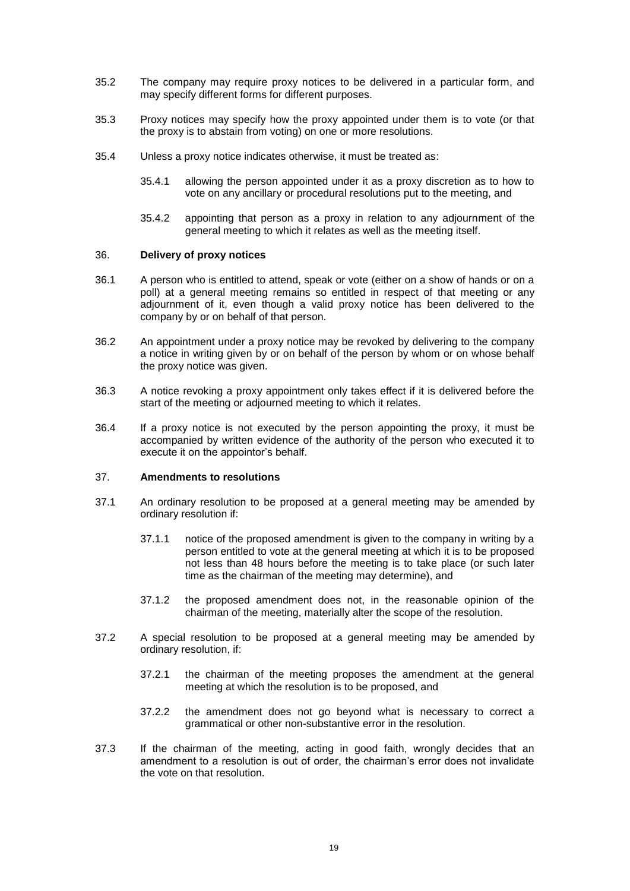35.2 The company may require proxy notices to be delivered in a particular form, and may specify different forms for different purposes.

35.3 Proxy notices may specify how the proxy appointed under them is to vote (or that the proxy is to abstain from voting) on one or more resolutions.

35.4 Unless a proxy notice indicates otherwise, it must be treated as:

- 35.4.1 allowing the person appointed under it as a proxy discretion as to how to vote on any ancillary or procedural resolutions put to the meeting, and
- 35.4.2 appointing that person as a proxy in relation to any adjournment of the general meeting to which it relates as well as the meeting itself.

## 36. **Delivery of proxy notices**

36.1 A person who is entitled to attend, speak or vote (either on a show of hands or on a poll) at a general meeting remains so entitled in respect of that meeting or any adjournment of it, even though a valid proxy notice has been delivered to the company by or on behalf of that person.

36.2 An appointment under a proxy notice may be revoked by delivering to the company a notice in writing given by or on behalf of the person by whom or on whose behalf the proxy notice was given.

36.3 A notice revoking a proxy appointment only takes effect if it is delivered before the start of the meeting or adjourned meeting to which it relates.

36.4 If a proxy notice is not executed by the person appointing the proxy, it must be accompanied by written evidence of the authority of the person who executed it to execute it on the appointor's behalf.

## 37. **Amendments to resolutions**

37.1 An ordinary resolution to be proposed at a general meeting may be amended by ordinary resolution if:

- 37.1.1 notice of the proposed amendment is given to the company in writing by a person entitled to vote at the general meeting at which it is to be proposed not less than 48 hours before the meeting is to take place (or such later time as the chairman of the meeting may determine), and
- 37.1.2 the proposed amendment does not, in the reasonable opinion of the chairman of the meeting, materially alter the scope of the resolution.

37.2 A special resolution to be proposed at a general meeting may be amended by ordinary resolution, if:

- 37.2.1 the chairman of the meeting proposes the amendment at the general meeting at which the resolution is to be proposed, and
- 37.2.2 the amendment does not go beyond what is necessary to correct a grammatical or other non-substantive error in the resolution.

37.3 If the chairman of the meeting, acting in good faith, wrongly decides that an amendment to a resolution is out of order, the chairman's error does not invalidate the vote on that resolution.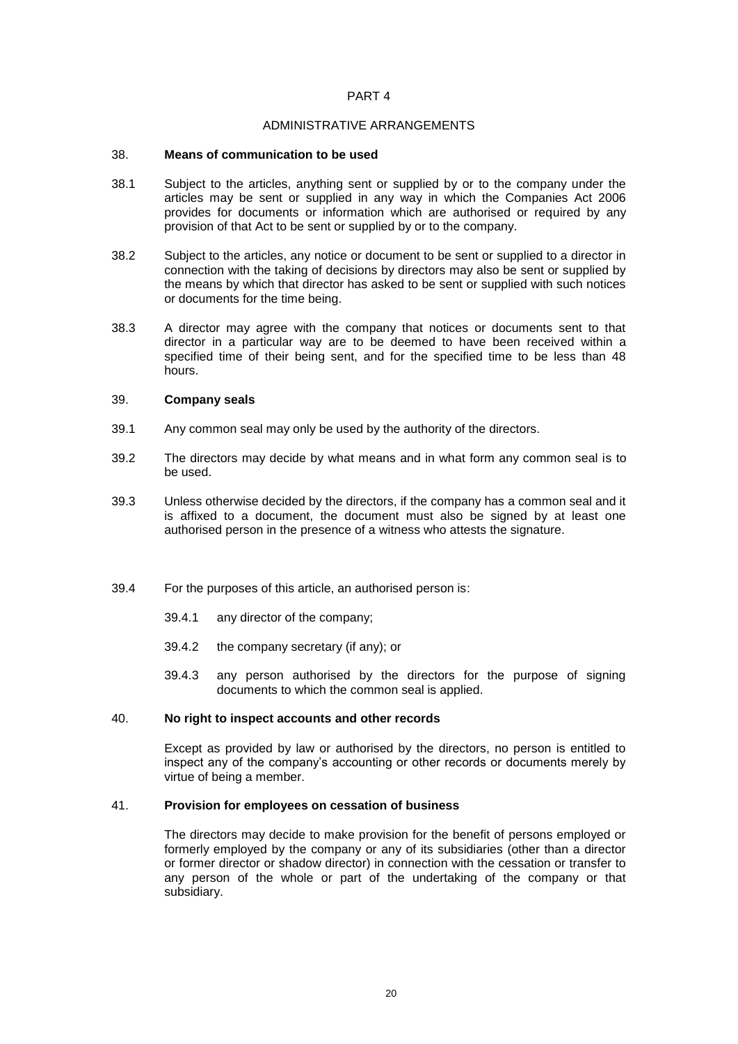# PART 4

## ADMINISTRATIVE ARRANGEMENTS

### 38. Means of communication to be used

38.1 Subject to the articles, anything sent or supplied by or to the company under the articles may be sent or supplied in any way in which the Companies Act 2006 provides for documents or information which are authorised or required by any provision of that Act to be sent or supplied by or to the company.

38.2 Subject to the articles, any notice or document to be sent or supplied to a director in connection with the taking of decisions by directors may also be sent or supplied by the means by which that director has asked to be sent or supplied with such notices or documents for the time being.

38.3 A director may agree with the company that notices or documents sent to that director in a particular way are to be deemed to have been received within a specified time of their being sent, and for the specified time to be less than 48 hours.

### 39. Company seals

39.1 Any common seal may only be used by the authority of the directors.

39.2 The directors may decide by what means and in what form any common seal is to be used.

39.3 Unless otherwise decided by the directors, if the company has a common seal and it is affixed to a document, the document must also be signed by at least one authorised person in the presence of a witness who attests the signature.

39.4 For the purposes of this article, an authorised person is:

39.4.1 any director of the company;

39.4.2 the company secretary (if any); or

39.4.3 any person authorised by the directors for the purpose of signing documents to which the common seal is applied.

### 40. No right to inspect accounts and other records

Except as provided by law or authorised by the directors, no person is entitled to inspect any of the company's accounting or other records or documents merely by virtue of being a member.

### 41. Provision for employees on cessation of business

The directors may decide to make provision for the benefit of persons employed or formerly employed by the company or any of its subsidiaries (other than a director or former director or shadow director) in connection with the cessation or transfer to any person of the whole or part of the undertaking of the company or that subsidiary.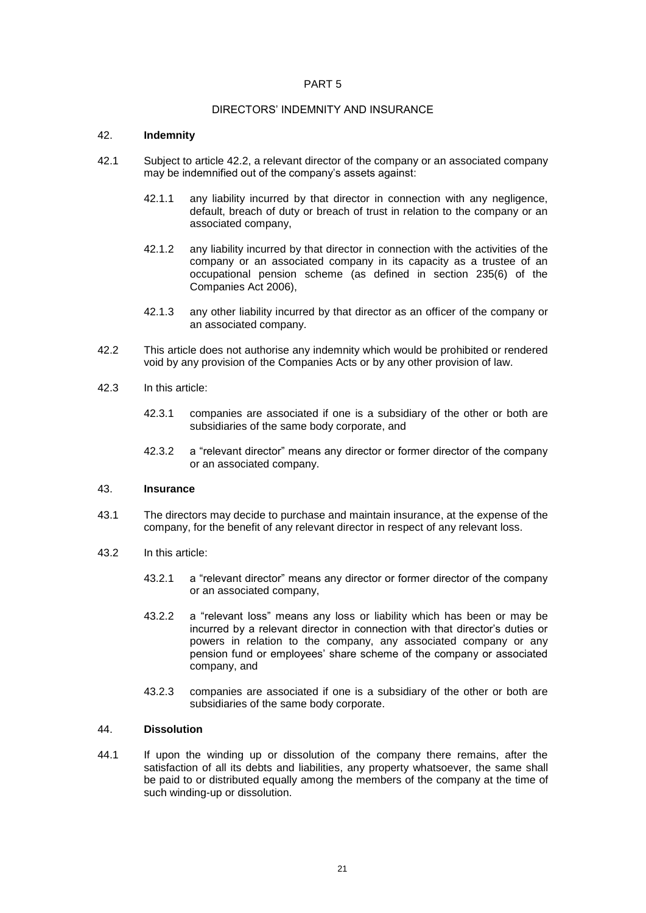# PART 5

## DIRECTORS' INDEMNITY AND INSURANCE

### 42. **Indemnity**

42.1 Subject to article 42.2, a relevant director of the company or an associated company may be indemnified out of the company's assets against:

42.1.1 any liability incurred by that director in connection with any negligence, default, breach of duty or breach of trust in relation to the company or an associated company,

42.1.2 any liability incurred by that director in connection with the activities of the company or an associated company in its capacity as a trustee of an occupational pension scheme (as defined in section 235(6) of the Companies Act 2006),

42.1.3 any other liability incurred by that director as an officer of the company or an associated company.

42.2 This article does not authorise any indemnity which would be prohibited or rendered void by any provision of the Companies Acts or by any other provision of law.

42.3 In this article:

42.3.1 companies are associated if one is a subsidiary of the other or both are subsidiaries of the same body corporate, and

42.3.2 a "relevant director" means any director or former director of the company or an associated company.

### 43. **Insurance**

43.1 The directors may decide to purchase and maintain insurance, at the expense of the company, for the benefit of any relevant director in respect of any relevant loss.

43.2 In this article:

43.2.1 a "relevant director" means any director or former director of the company or an associated company,

43.2.2 a "relevant loss" means any loss or liability which has been or may be incurred by a relevant director in connection with that director's duties or powers in relation to the company, any associated company or any pension fund or employees' share scheme of the company or associated company, and

43.2.3 companies are associated if one is a subsidiary of the other or both are subsidiaries of the same body corporate.

### 44. **Dissolution**

44.1 If upon the winding up or dissolution of the company there remains, after the satisfaction of all its debts and liabilities, any property whatsoever, the same shall be paid to or distributed equally among the members of the company at the time of such winding-up or dissolution.